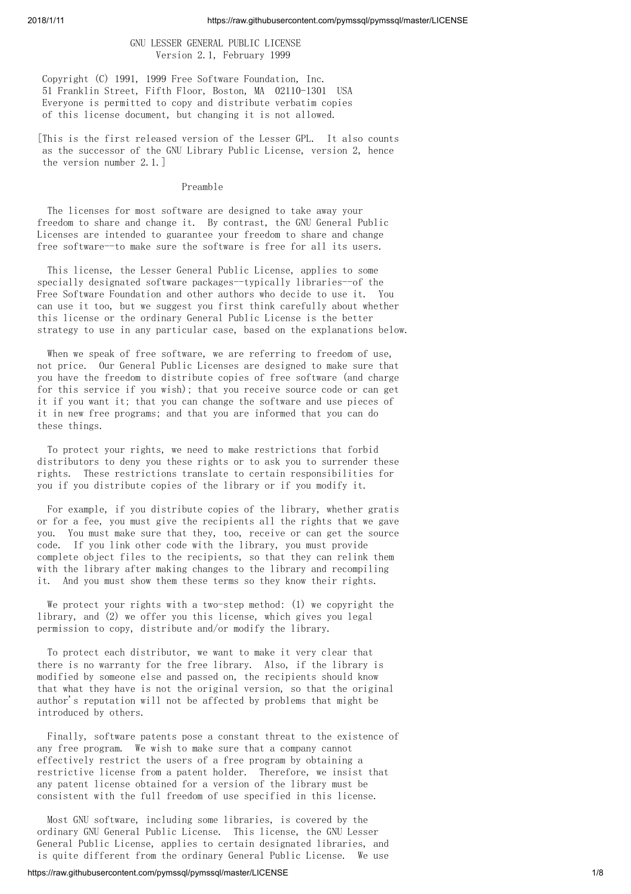# GNU LESSER GENERAL PUBLIC LICENSE

Version 2.1, February 1999

Copyright (C) 1991, 1999 Free Software Foundation, Inc.
51 Franklin Street, Fifth Floor, Boston, MA 02110-1301 USA
Everyone is permitted to copy and distribute verbatim copies
of this license document, but changing it is not allowed.

[This is the first released version of the Lesser GPL. It also counts as the successor of the GNU Library Public License, version 2, hence the version number 2.1.]

## Preamble

The licenses for most software are designed to take away your freedom to share and change it. By contrast, the GNU General Public Licenses are intended to guarantee your freedom to share and change free software--to make sure the software is free for all its users.

This license, the Lesser General Public License, applies to some specially designated software packages--typically libraries--of the Free Software Foundation and other authors who decide to use it. You can use it too, but we suggest you first think carefully about whether this license or the ordinary General Public License is the better strategy to use in any particular case, based on the explanations below.

When we speak of free software, we are referring to freedom of use, not price. Our General Public Licenses are designed to make sure that you have the freedom to distribute copies of free software (and charge for this service if you wish); that you receive source code or can get it if you want it; that you can change the software and use pieces of it in new free programs; and that you are informed that you can do these things.

To protect your rights, we need to make restrictions that forbid distributors to deny you these rights or to ask you to surrender these rights. These restrictions translate to certain responsibilities for you if you distribute copies of the library or if you modify it.

For example, if you distribute copies of the library, whether gratis or for a fee, you must give the recipients all the rights that we gave you. You must make sure that they, too, receive or can get the source code. If you link other code with the library, you must provide complete object files to the recipients, so that they can relink them with the library after making changes to the library and recompiling it. And you must show them these terms so they know their rights.

We protect your rights with a two-step method: (1) we copyright the library, and (2) we offer you this license, which gives you legal permission to copy, distribute and/or modify the library.

To protect each distributor, we want to make it very clear that there is no warranty for the free library. Also, if the library is modified by someone else and passed on, the recipients should know that what they have is not the original version, so that the original author's reputation will not be affected by problems that might be introduced by others.

Finally, software patents pose a constant threat to the existence of any free program. We wish to make sure that a company cannot effectively restrict the users of a free program by obtaining a restrictive license from a patent holder. Therefore, we insist that any patent license obtained for a version of the library must be consistent with the full freedom of use specified in this license.

Most GNU software, including some libraries, is covered by the ordinary GNU General Public License. This license, the GNU Lesser General Public License, applies to certain designated libraries, and is quite different from the ordinary General Public License. We use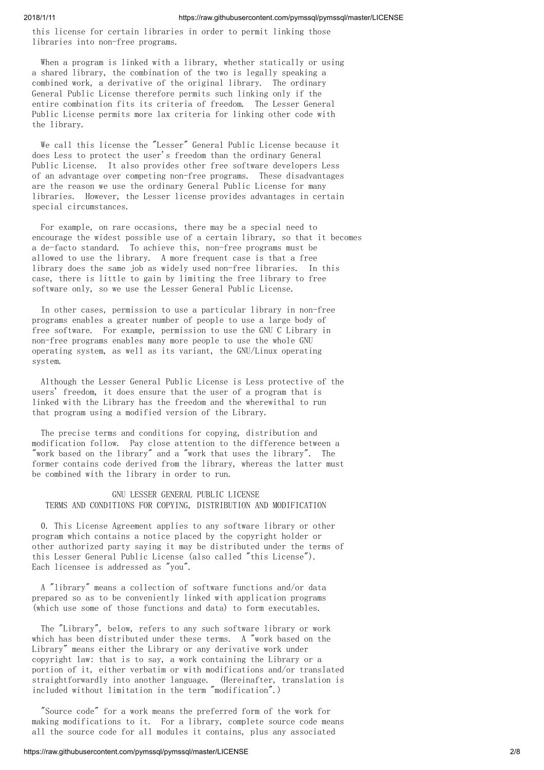this license for certain libraries in order to permit linking those libraries into non-free programs.

When a program is linked with a library, whether statically or using a shared library, the combination of the two is legally speaking a combined work, a derivative of the original library. The ordinary General Public License therefore permits such linking only if the entire combination fits its criteria of freedom. The Lesser General Public License permits more lax criteria for linking other code with the library.

We call this license the "Lesser" General Public License because it does Less to protect the user's freedom than the ordinary General Public License. It also provides other free software developers Less of an advantage over competing non-free programs. These disadvantages are the reason we use the ordinary General Public License for many libraries. However, the Lesser license provides advantages in certain special circumstances.

For example, on rare occasions, there may be a special need to encourage the widest possible use of a certain library, so that it becomes a de-facto standard. To achieve this, non-free programs must be allowed to use the library. A more frequent case is that a free library does the same job as widely used non-free libraries. In this case, there is little to gain by limiting the free library to free software only, so we use the Lesser General Public License.

In other cases, permission to use a particular library in non-free programs enables a greater number of people to use a large body of free software. For example, permission to use the GNU C Library in non-free programs enables many more people to use the whole GNU operating system, as well as its variant, the GNU/Linux operating system.

Although the Lesser General Public License is Less protective of the users' freedom, it does ensure that the user of a program that is linked with the Library has the freedom and the wherewithal to run that program using a modified version of the Library.

The precise terms and conditions for copying, distribution and modification follow. Pay close attention to the difference between a "work based on the library" and a "work that uses the library". The former contains code derived from the library, whereas the latter must be combined with the library in order to run.

## GNU LESSER GENERAL PUBLIC LICENSE
## TERMS AND CONDITIONS FOR COPYING, DISTRIBUTION AND MODIFICATION

0. This License Agreement applies to any software library or other program which contains a notice placed by the copyright holder or other authorized party saying it may be distributed under the terms of this Lesser General Public License (also called "this License"). Each licensee is addressed as "you".

A "library" means a collection of software functions and/or data prepared so as to be conveniently linked with application programs (which use some of those functions and data) to form executables.

The "Library", below, refers to any such software library or work which has been distributed under these terms. A "work based on the Library" means either the Library or any derivative work under copyright law: that is to say, a work containing the Library or a portion of it, either verbatim or with modifications and/or translated straightforwardly into another language. (Hereinafter, translation is included without limitation in the term "modification".)

"Source code" for a work means the preferred form of the work for making modifications to it. For a library, complete source code means all the source code for all modules it contains, plus any associated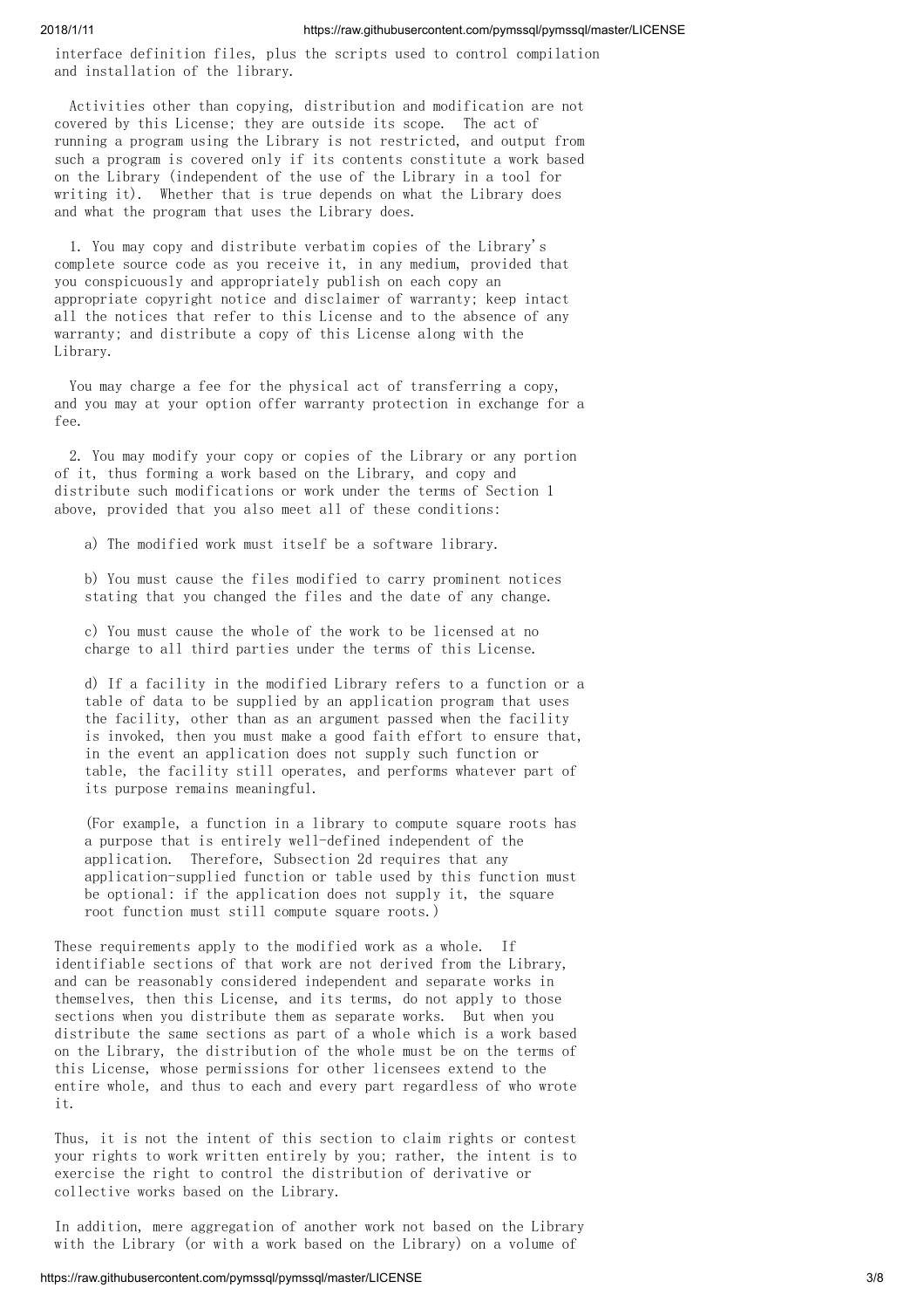interface definition files, plus the scripts used to control compilation and installation of the library.

Activities other than copying, distribution and modification are not covered by this License; they are outside its scope. The act of running a program using the Library is not restricted, and output from such a program is covered only if its contents constitute a work based on the Library (independent of the use of the Library in a tool for writing it). Whether that is true depends on what the Library does and what the program that uses the Library does.

1. You may copy and distribute verbatim copies of the Library's complete source code as you receive it, in any medium, provided that you conspicuously and appropriately publish on each copy an appropriate copyright notice and disclaimer of warranty; keep intact all the notices that refer to this License and to the absence of any warranty; and distribute a copy of this License along with the Library.

You may charge a fee for the physical act of transferring a copy, and you may at your option offer warranty protection in exchange for a fee.

2. You may modify your copy or copies of the Library or any portion of it, thus forming a work based on the Library, and copy and distribute such modifications or work under the terms of Section 1 above, provided that you also meet all of these conditions:

a) The modified work must itself be a software library.

b) You must cause the files modified to carry prominent notices stating that you changed the files and the date of any change.

c) You must cause the whole of the work to be licensed at no charge to all third parties under the terms of this License.

d) If a facility in the modified Library refers to a function or a table of data to be supplied by an application program that uses the facility, other than as an argument passed when the facility is invoked, then you must make a good faith effort to ensure that, in the event an application does not supply such function or table, the facility still operates, and performs whatever part of its purpose remains meaningful.

(For example, a function in a library to compute square roots has a purpose that is entirely well-defined independent of the application. Therefore, Subsection 2d requires that any application-supplied function or table used by this function must be optional: if the application does not supply it, the square root function must still compute square roots.)

These requirements apply to the modified work as a whole. If identifiable sections of that work are not derived from the Library, and can be reasonably considered independent and separate works in themselves, then this License, and its terms, do not apply to those sections when you distribute them as separate works. But when you distribute the same sections as part of a whole which is a work based on the Library, the distribution of the whole must be on the terms of this License, whose permissions for other licensees extend to the entire whole, and thus to each and every part regardless of who wrote it.

Thus, it is not the intent of this section to claim rights or contest your rights to work written entirely by you; rather, the intent is to exercise the right to control the distribution of derivative or collective works based on the Library.

In addition, mere aggregation of another work not based on the Library with the Library (or with a work based on the Library) on a volume of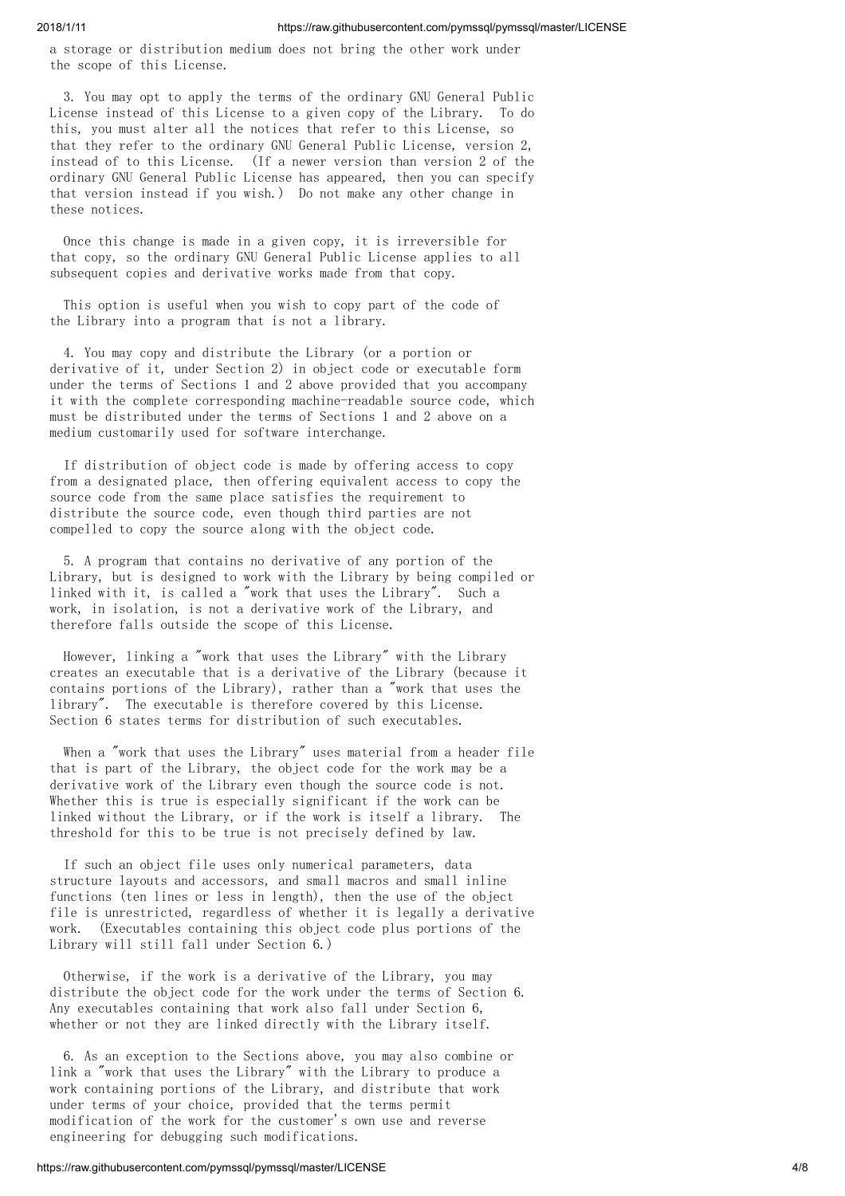a storage or distribution medium does not bring the other work under the scope of this License.

3. You may opt to apply the terms of the ordinary GNU General Public License instead of this License to a given copy of the Library. To do this, you must alter all the notices that refer to this License, so that they refer to the ordinary GNU General Public License, version 2, instead of to this License. (If a newer version than version 2 of the ordinary GNU General Public License has appeared, then you can specify that version instead if you wish.) Do not make any other change in these notices.

Once this change is made in a given copy, it is irreversible for that copy, so the ordinary GNU General Public License applies to all subsequent copies and derivative works made from that copy.

This option is useful when you wish to copy part of the code of the Library into a program that is not a library.

4. You may copy and distribute the Library (or a portion or derivative of it, under Section 2) in object code or executable form under the terms of Sections 1 and 2 above provided that you accompany it with the complete corresponding machine-readable source code, which must be distributed under the terms of Sections 1 and 2 above on a medium customarily used for software interchange.

If distribution of object code is made by offering access to copy from a designated place, then offering equivalent access to copy the source code from the same place satisfies the requirement to distribute the source code, even though third parties are not compelled to copy the source along with the object code.

5. A program that contains no derivative of any portion of the Library, but is designed to work with the Library by being compiled or linked with it, is called a "work that uses the Library". Such a work, in isolation, is not a derivative work of the Library, and therefore falls outside the scope of this License.

However, linking a "work that uses the Library" with the Library creates an executable that is a derivative of the Library (because it contains portions of the Library), rather than a "work that uses the library". The executable is therefore covered by this License. Section 6 states terms for distribution of such executables.

When a "work that uses the Library" uses material from a header file that is part of the Library, the object code for the work may be a derivative work of the Library even though the source code is not. Whether this is true is especially significant if the work can be linked without the Library, or if the work is itself a library. The threshold for this to be true is not precisely defined by law.

If such an object file uses only numerical parameters, data structure layouts and accessors, and small macros and small inline functions (ten lines or less in length), then the use of the object file is unrestricted, regardless of whether it is legally a derivative work. (Executables containing this object code plus portions of the Library will still fall under Section 6.)

Otherwise, if the work is a derivative of the Library, you may distribute the object code for the work under the terms of Section 6. Any executables containing that work also fall under Section 6, whether or not they are linked directly with the Library itself.

6. As an exception to the Sections above, you may also combine or link a "work that uses the Library" with the Library to produce a work containing portions of the Library, and distribute that work under terms of your choice, provided that the terms permit modification of the work for the customer's own use and reverse engineering for debugging such modifications.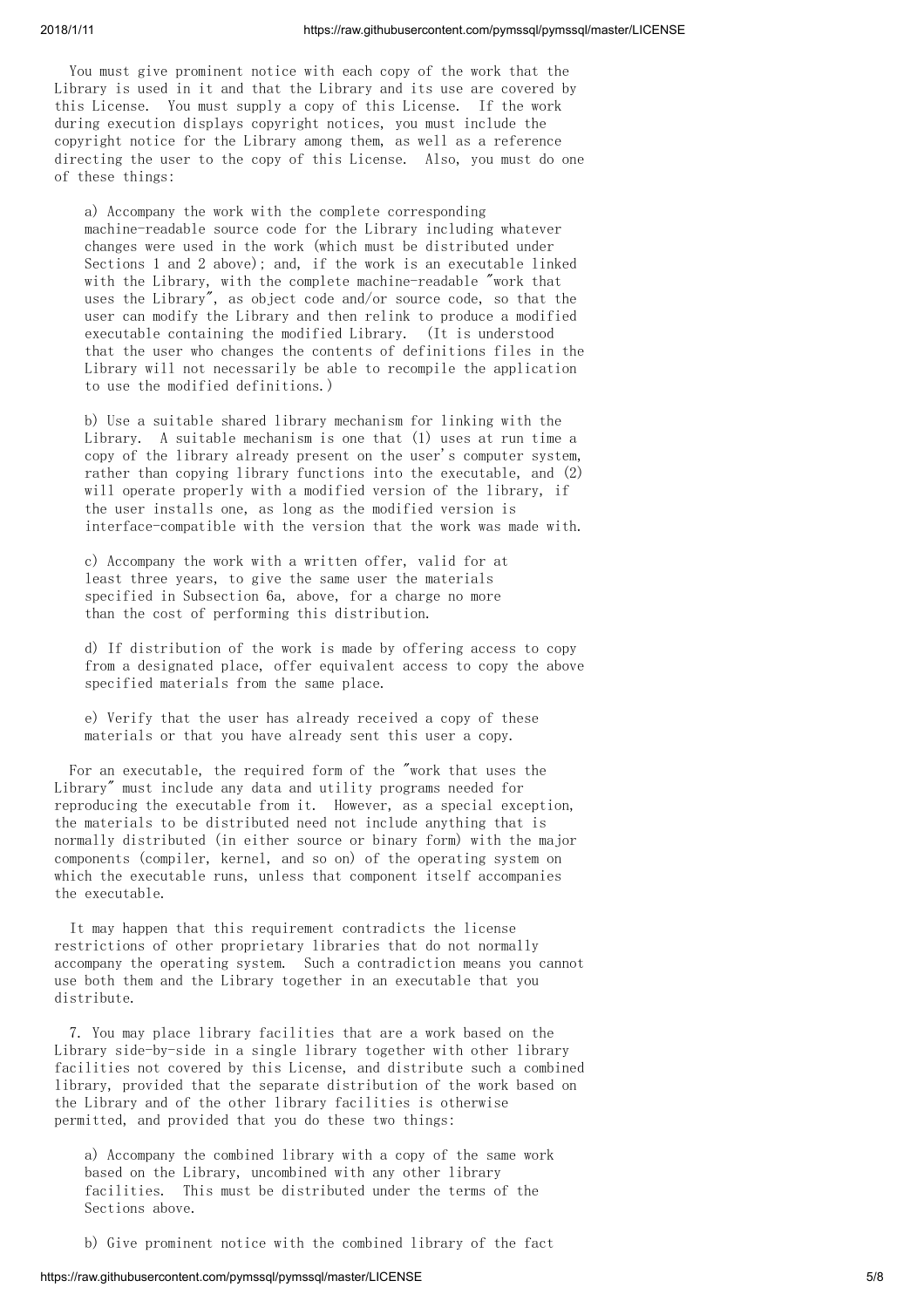You must give prominent notice with each copy of the work that the Library is used in it and that the Library and its use are covered by this License. You must supply a copy of this License. If the work during execution displays copyright notices, you must include the copyright notice for the Library among them, as well as a reference directing the user to the copy of this License. Also, you must do one of these things:

a) Accompany the work with the complete corresponding machine-readable source code for the Library including whatever changes were used in the work (which must be distributed under Sections 1 and 2 above); and, if the work is an executable linked with the Library, with the complete machine-readable "work that uses the Library", as object code and/or source code, so that the user can modify the Library and then relink to produce a modified executable containing the modified Library. (It is understood that the user who changes the contents of definitions files in the Library will not necessarily be able to recompile the application to use the modified definitions.)

b) Use a suitable shared library mechanism for linking with the Library. A suitable mechanism is one that (1) uses at run time a copy of the library already present on the user's computer system, rather than copying library functions into the executable, and (2) will operate properly with a modified version of the library, if the user installs one, as long as the modified version is interface-compatible with the version that the work was made with.

c) Accompany the work with a written offer, valid for at least three years, to give the same user the materials specified in Subsection 6a, above, for a charge no more than the cost of performing this distribution.

d) If distribution of the work is made by offering access to copy from a designated place, offer equivalent access to copy the above specified materials from the same place.

e) Verify that the user has already received a copy of these materials or that you have already sent this user a copy.

For an executable, the required form of the "work that uses the Library" must include any data and utility programs needed for reproducing the executable from it. However, as a special exception, the materials to be distributed need not include anything that is normally distributed (in either source or binary form) with the major components (compiler, kernel, and so on) of the operating system on which the executable runs, unless that component itself accompanies the executable.

It may happen that this requirement contradicts the license restrictions of other proprietary libraries that do not normally accompany the operating system. Such a contradiction means you cannot use both them and the Library together in an executable that you distribute.

7. You may place library facilities that are a work based on the Library side-by-side in a single library together with other library facilities not covered by this License, and distribute such a combined library, provided that the separate distribution of the work based on the Library and of the other library facilities is otherwise permitted, and provided that you do these two things:

a) Accompany the combined library with a copy of the same work based on the Library, uncombined with any other library facilities. This must be distributed under the terms of the Sections above.

b) Give prominent notice with the combined library of the fact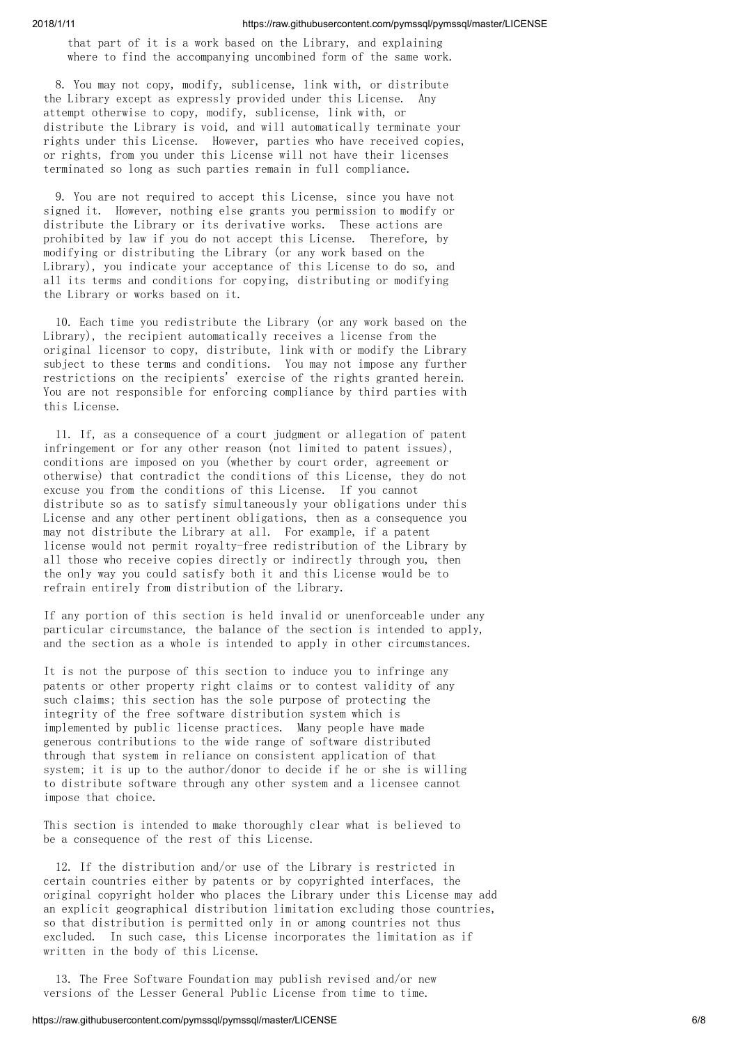that part of it is a work based on the Library, and explaining where to find the accompanying uncombined form of the same work.

8. You may not copy, modify, sublicense, link with, or distribute the Library except as expressly provided under this License. Any attempt otherwise to copy, modify, sublicense, link with, or distribute the Library is void, and will automatically terminate your rights under this License. However, parties who have received copies, or rights, from you under this License will not have their licenses terminated so long as such parties remain in full compliance.

9. You are not required to accept this License, since you have not signed it. However, nothing else grants you permission to modify or distribute the Library or its derivative works. These actions are prohibited by law if you do not accept this License. Therefore, by modifying or distributing the Library (or any work based on the Library), you indicate your acceptance of this License to do so, and all its terms and conditions for copying, distributing or modifying the Library or works based on it.

10. Each time you redistribute the Library (or any work based on the Library), the recipient automatically receives a license from the original licensor to copy, distribute, link with or modify the Library subject to these terms and conditions. You may not impose any further restrictions on the recipients' exercise of the rights granted herein. You are not responsible for enforcing compliance by third parties with this License.

11. If, as a consequence of a court judgment or allegation of patent infringement or for any other reason (not limited to patent issues), conditions are imposed on you (whether by court order, agreement or otherwise) that contradict the conditions of this License, they do not excuse you from the conditions of this License. If you cannot distribute so as to satisfy simultaneously your obligations under this License and any other pertinent obligations, then as a consequence you may not distribute the Library at all. For example, if a patent license would not permit royalty-free redistribution of the Library by all those who receive copies directly or indirectly through you, then the only way you could satisfy both it and this License would be to refrain entirely from distribution of the Library.

If any portion of this section is held invalid or unenforceable under any particular circumstance, the balance of the section is intended to apply, and the section as a whole is intended to apply in other circumstances.

It is not the purpose of this section to induce you to infringe any patents or other property right claims or to contest validity of any such claims; this section has the sole purpose of protecting the integrity of the free software distribution system which is implemented by public license practices. Many people have made generous contributions to the wide range of software distributed through that system in reliance on consistent application of that system; it is up to the author/donor to decide if he or she is willing to distribute software through any other system and a licensee cannot impose that choice.

This section is intended to make thoroughly clear what is believed to be a consequence of the rest of this License.

12. If the distribution and/or use of the Library is restricted in certain countries either by patents or by copyrighted interfaces, the original copyright holder who places the Library under this License may add an explicit geographical distribution limitation excluding those countries, so that distribution is permitted only in or among countries not thus excluded. In such case, this License incorporates the limitation as if written in the body of this License.

13. The Free Software Foundation may publish revised and/or new versions of the Lesser General Public License from time to time.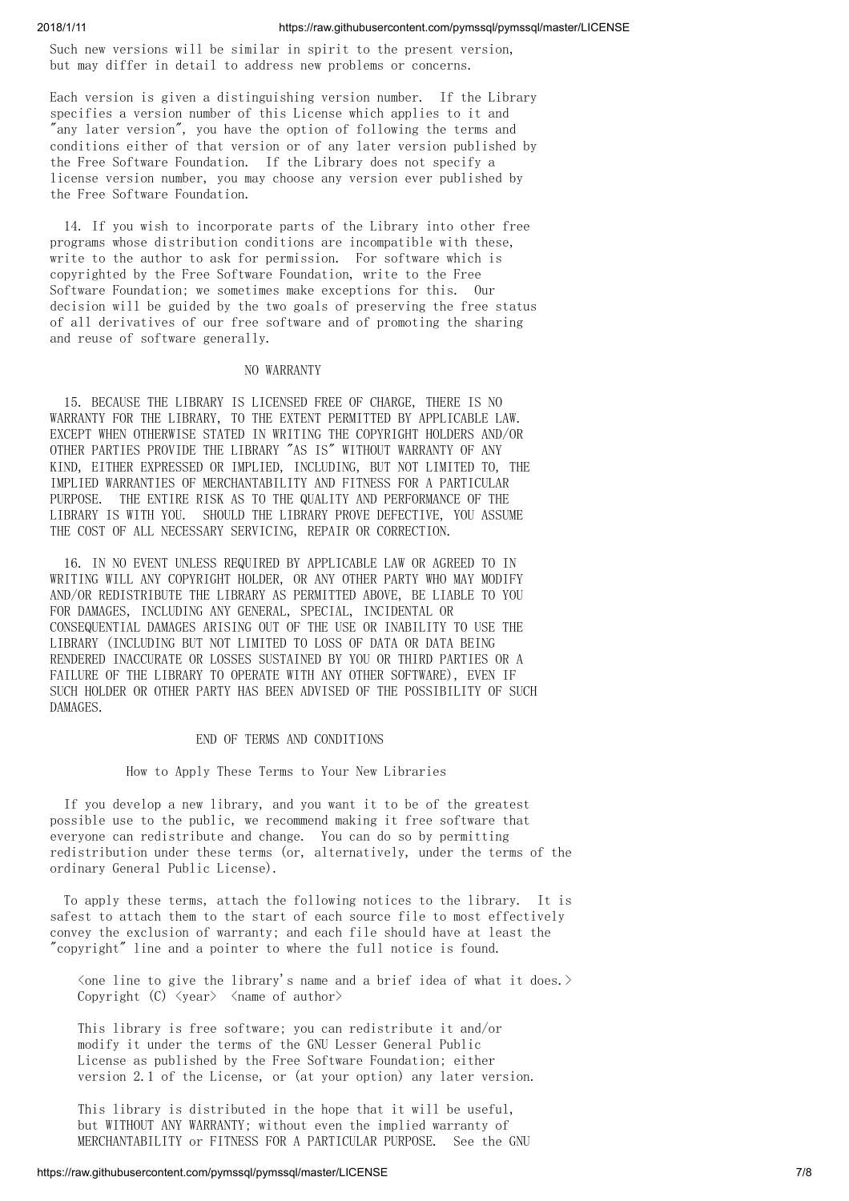Such new versions will be similar in spirit to the present version, but may differ in detail to address new problems or concerns.

Each version is given a distinguishing version number. If the Library specifies a version number of this License which applies to it and "any later version", you have the option of following the terms and conditions either of that version or of any later version published by the Free Software Foundation. If the Library does not specify a license version number, you may choose any version ever published by the Free Software Foundation.

14. If you wish to incorporate parts of the Library into other free programs whose distribution conditions are incompatible with these, write to the author to ask for permission. For software which is copyrighted by the Free Software Foundation, write to the Free Software Foundation; we sometimes make exceptions for this. Our decision will be guided by the two goals of preserving the free status of all derivatives of our free software and of promoting the sharing and reuse of software generally.

## NO WARRANTY

15. BECAUSE THE LIBRARY IS LICENSED FREE OF CHARGE, THERE IS NO WARRANTY FOR THE LIBRARY, TO THE EXTENT PERMITTED BY APPLICABLE LAW. EXCEPT WHEN OTHERWISE STATED IN WRITING THE COPYRIGHT HOLDERS AND/OR OTHER PARTIES PROVIDE THE LIBRARY "AS IS" WITHOUT WARRANTY OF ANY KIND, EITHER EXPRESSED OR IMPLIED, INCLUDING, BUT NOT LIMITED TO, THE IMPLIED WARRANTIES OF MERCHANTABILITY AND FITNESS FOR A PARTICULAR PURPOSE. THE ENTIRE RISK AS TO THE QUALITY AND PERFORMANCE OF THE LIBRARY IS WITH YOU. SHOULD THE LIBRARY PROVE DEFECTIVE, YOU ASSUME THE COST OF ALL NECESSARY SERVICING, REPAIR OR CORRECTION.

16. IN NO EVENT UNLESS REQUIRED BY APPLICABLE LAW OR AGREED TO IN WRITING WILL ANY COPYRIGHT HOLDER, OR ANY OTHER PARTY WHO MAY MODIFY AND/OR REDISTRIBUTE THE LIBRARY AS PERMITTED ABOVE, BE LIABLE TO YOU FOR DAMAGES, INCLUDING ANY GENERAL, SPECIAL, INCIDENTAL OR CONSEQUENTIAL DAMAGES ARISING OUT OF THE USE OR INABILITY TO USE THE LIBRARY (INCLUDING BUT NOT LIMITED TO LOSS OF DATA OR DATA BEING RENDERED INACCURATE OR LOSSES SUSTAINED BY YOU OR THIRD PARTIES OR A FAILURE OF THE LIBRARY TO OPERATE WITH ANY OTHER SOFTWARE), EVEN IF SUCH HOLDER OR OTHER PARTY HAS BEEN ADVISED OF THE POSSIBILITY OF SUCH DAMAGES.

## END OF TERMS AND CONDITIONS

## How to Apply These Terms to Your New Libraries

If you develop a new library, and you want it to be of the greatest possible use to the public, we recommend making it free software that everyone can redistribute and change. You can do so by permitting redistribution under these terms (or, alternatively, under the terms of the ordinary General Public License).

To apply these terms, attach the following notices to the library. It is safest to attach them to the start of each source file to most effectively convey the exclusion of warranty; and each file should have at least the "copyright" line and a pointer to where the full notice is found.

```
<one line to give the library's name and a brief idea of what it does.>
Copyright (C) <year>  <name of author>

This library is free software; you can redistribute it and/or
modify it under the terms of the GNU Lesser General Public
License as published by the Free Software Foundation; either
version 2.1 of the License, or (at your option) any later version.

This library is distributed in the hope that it will be useful,
but WITHOUT ANY WARRANTY; without even the implied warranty of
MERCHANTABILITY or FITNESS FOR A PARTICULAR PURPOSE.  See the GNU
```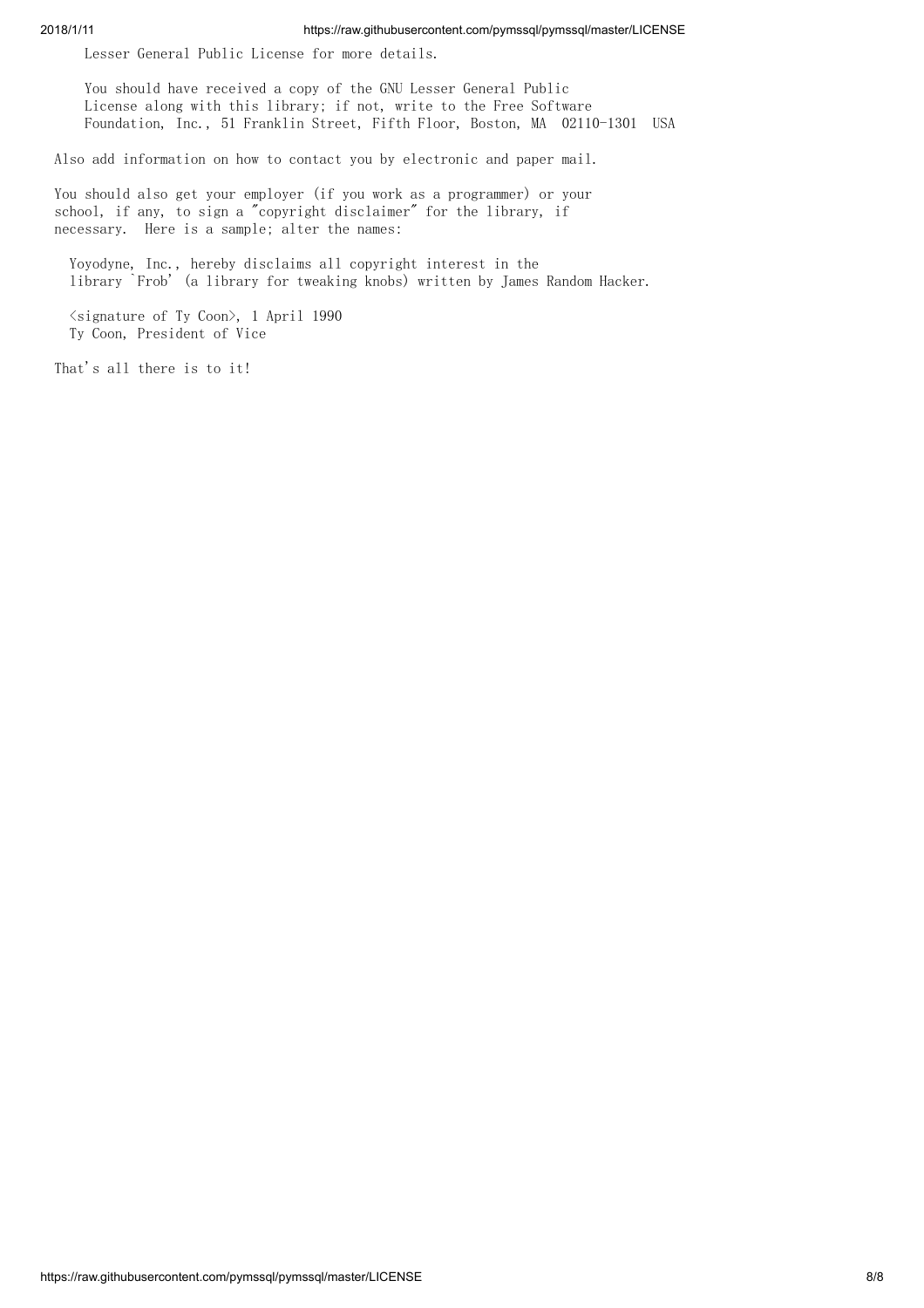```
    Lesser General Public License for more details.

    You should have received a copy of the GNU Lesser General Public
    License along with this library; if not, write to the Free Software
    Foundation, Inc., 51 Franklin Street, Fifth Floor, Boston, MA  02110-1301  USA

Also add information on how to contact you by electronic and paper mail.

You should also get your employer (if you work as a programmer) or your
school, if any, to sign a "copyright disclaimer" for the library, if
necessary.  Here is a sample; alter the names:

  Yoyodyne, Inc., hereby disclaims all copyright interest in the
  library `Frob' (a library for tweaking knobs) written by James Random Hacker.

  <signature of Ty Coon>, 1 April 1990
  Ty Coon, President of Vice

That's all there is to it!
```